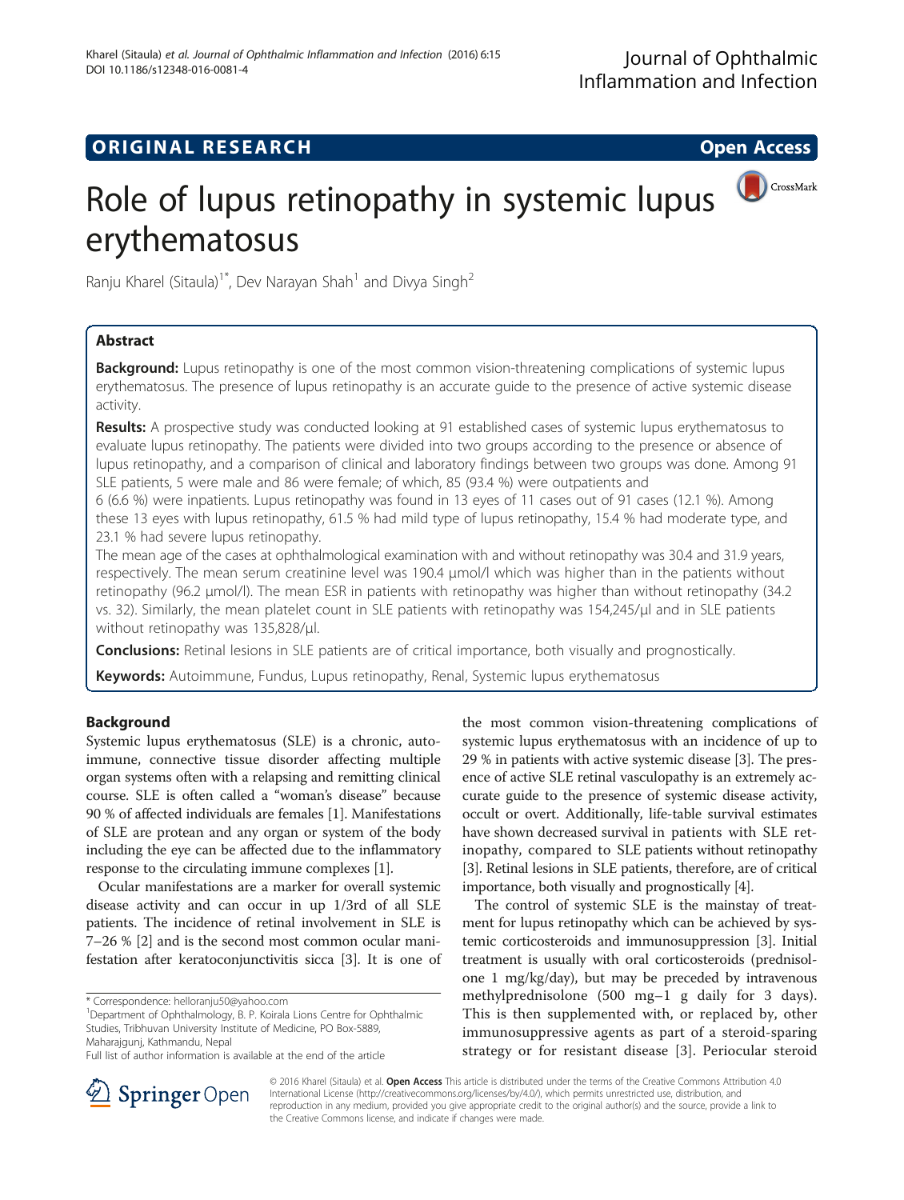ORIGINAL RESEARCH

Open Access

# Role of lupus retinopathy in systemic lupus erythematosus

Ranju Kharel (Sitaula)[1*], Dev Narayan Shah[1] and Divya Singh[2]

## Abstract

**Background:** Lupus retinopathy is one of the most common vision-threatening complications of systemic lupus erythematosus. The presence of lupus retinopathy is an accurate guide to the presence of active systemic disease activity.

**Results:** A prospective study was conducted looking at 91 established cases of systemic lupus erythematosus to evaluate lupus retinopathy. The patients were divided into two groups according to the presence or absence of lupus retinopathy, and a comparison of clinical and laboratory findings between two groups was done. Among 91 SLE patients, 5 were male and 86 were female; of which, 85 (93.4 %) were outpatients and 6 (6.6 %) were inpatients. Lupus retinopathy was found in 13 eyes of 11 cases out of 91 cases (12.1 %). Among these 13 eyes with lupus retinopathy, 61.5 % had mild type of lupus retinopathy, 15.4 % had moderate type, and 23.1 % had severe lupus retinopathy.

The mean age of the cases at ophthalmological examination with and without retinopathy was 30.4 and 31.9 years, respectively. The mean serum creatinine level was 190.4 μmol/l which was higher than in the patients without retinopathy (96.2 μmol/l). The mean ESR in patients with retinopathy was higher than without retinopathy (34.2 vs. 32). Similarly, the mean platelet count in SLE patients with retinopathy was 154,245/μl and in SLE patients without retinopathy was 135,828/μl.

**Conclusions:** Retinal lesions in SLE patients are of critical importance, both visually and prognostically.

**Keywords:** Autoimmune, Fundus, Lupus retinopathy, Renal, Systemic lupus erythematosus

## Background

Systemic lupus erythematosus (SLE) is a chronic, autoimmune, connective tissue disorder affecting multiple organ systems often with a relapsing and remitting clinical course. SLE is often called a "woman's disease" because 90 % of affected individuals are females [1]. Manifestations of SLE are protean and any organ or system of the body including the eye can be affected due to the inflammatory response to the circulating immune complexes [1].

Ocular manifestations are a marker for overall systemic disease activity and can occur in up 1/3rd of all SLE patients. The incidence of retinal involvement in SLE is 7–26 % [2] and is the second most common ocular manifestation after keratoconjunctivitis sicca [3]. It is one of the most common vision-threatening complications of systemic lupus erythematosus with an incidence of up to 29 % in patients with active systemic disease [3]. The presence of active SLE retinal vasculopathy is an extremely accurate guide to the presence of systemic disease activity, occult or overt. Additionally, life-table survival estimates have shown decreased survival in patients with SLE retinopathy, compared to SLE patients without retinopathy [3]. Retinal lesions in SLE patients, therefore, are of critical importance, both visually and prognostically [4].

The control of systemic SLE is the mainstay of treatment for lupus retinopathy which can be achieved by systemic corticosteroids and immunosuppression [3]. Initial treatment is usually with oral corticosteroids (prednisolone 1 mg/kg/day), but may be preceded by intravenous methylprednisolone (500 mg–1 g daily for 3 days). This is then supplemented with, or replaced by, other immunosuppressive agents as part of a steroid-sparing strategy or for resistant disease [3]. Periocular steroid

\* Correspondence: helloranju50@yahoo.com
[1]Department of Ophthalmology, B. P. Koirala Lions Centre for Ophthalmic Studies, Tribhuvan University Institute of Medicine, PO Box-5889, Maharajgunj, Kathmandu, Nepal
Full list of author information is available at the end of the article

© 2016 Kharel (Sitaula) et al. **Open Access** This article is distributed under the terms of the Creative Commons Attribution 4.0 International License (http://creativecommons.org/licenses/by/4.0/), which permits unrestricted use, distribution, and reproduction in any medium, provided you give appropriate credit to the original author(s) and the source, provide a link to the Creative Commons license, and indicate if changes were made.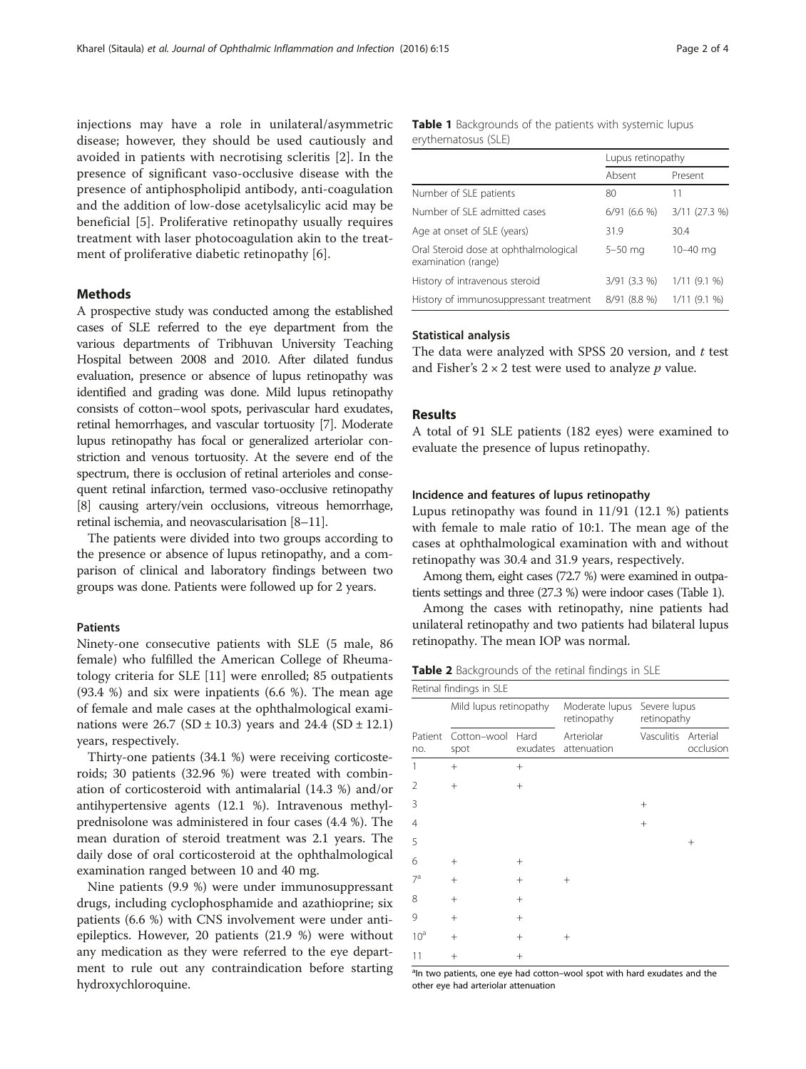injections may have a role in unilateral/asymmetric disease; however, they should be used cautiously and avoided in patients with necrotising scleritis [2]. In the presence of significant vaso-occlusive disease with the presence of antiphospholipid antibody, anti-coagulation and the addition of low-dose acetylsalicylic acid may be beneficial [5]. Proliferative retinopathy usually requires treatment with laser photocoagulation akin to the treatment of proliferative diabetic retinopathy [6].

## Methods

A prospective study was conducted among the established cases of SLE referred to the eye department from the various departments of Tribhuvan University Teaching Hospital between 2008 and 2010. After dilated fundus evaluation, presence or absence of lupus retinopathy was identified and grading was done. Mild lupus retinopathy consists of cotton–wool spots, perivascular hard exudates, retinal hemorrhages, and vascular tortuosity [7]. Moderate lupus retinopathy has focal or generalized arteriolar constriction and venous tortuosity. At the severe end of the spectrum, there is occlusion of retinal arterioles and consequent retinal infarction, termed vaso-occlusive retinopathy [8] causing artery/vein occlusions, vitreous hemorrhage, retinal ischemia, and neovascularisation [8–11].

The patients were divided into two groups according to the presence or absence of lupus retinopathy, and a comparison of clinical and laboratory findings between two groups was done. Patients were followed up for 2 years.

### Patients

Ninety-one consecutive patients with SLE (5 male, 86 female) who fulfilled the American College of Rheumatology criteria for SLE [11] were enrolled; 85 outpatients (93.4 %) and six were inpatients (6.6 %). The mean age of female and male cases at the ophthalmological examinations were 26.7 (SD ± 10.3) years and 24.4 (SD ± 12.1) years, respectively.

Thirty-one patients (34.1 %) were receiving corticosteroids; 30 patients (32.96 %) were treated with combination of corticosteroid with antimalarial (14.3 %) and/or antihypertensive agents (12.1 %). Intravenous methylprednisolone was administered in four cases (4.4 %). The mean duration of steroid treatment was 2.1 years. The daily dose of oral corticosteroid at the ophthalmological examination ranged between 10 and 40 mg.

Nine patients (9.9 %) were under immunosuppressant drugs, including cyclophosphamide and azathioprine; six patients (6.6 %) with CNS involvement were under antiepileptics. However, 20 patients (21.9 %) were without any medication as they were referred to the eye department to rule out any contraindication before starting hydroxychloroquine.

**Table 1** Backgrounds of the patients with systemic lupus erythematosus (SLE)

| | Lupus retinopathy | |
|---|---|---|
| | Absent | Present |
| Number of SLE patients | 80 | 11 |
| Number of SLE admitted cases | 6/91 (6.6 %) | 3/11 (27.3 %) |
| Age at onset of SLE (years) | 31.9 | 30.4 |
| Oral Steroid dose at ophthalmological examination (range) | 5–50 mg | 10–40 mg |
| History of intravenous steroid | 3/91 (3.3 %) | 1/11 (9.1 %) |
| History of immunosuppressant treatment | 8/91 (8.8 %) | 1/11 (9.1 %) |

### Statistical analysis

The data were analyzed with SPSS 20 version, and $t$ test and Fisher's $2 \times 2$ test were used to analyze $p$ value.

## Results

A total of 91 SLE patients (182 eyes) were examined to evaluate the presence of lupus retinopathy.

### Incidence and features of lupus retinopathy

Lupus retinopathy was found in 11/91 (12.1 %) patients with female to male ratio of 10:1. The mean age of the cases at ophthalmological examination with and without retinopathy was 30.4 and 31.9 years, respectively.

Among them, eight cases (72.7 %) were examined in outpatients settings and three (27.3 %) were indoor cases (Table 1).

Among the cases with retinopathy, nine patients had unilateral retinopathy and two patients had bilateral lupus retinopathy. The mean IOP was normal.

**Table 2** Backgrounds of the retinal findings in SLE

| Retinal findings in SLE | | | | | |
|---|---|---|---|---|---|
| | Mild lupus retinopathy | | Moderate lupus retinopathy | Severe lupus retinopathy | |
| Patient no. | Cotton–wool spot | Hard exudates | Arteriolar attenuation | Vasculitis | Arterial occlusion |
| 1 | + | + | | | |
| 2 | + | + | | | |
| 3 | | | | + | |
| 4 | | | | + | |
| 5 | | | | | + |
| 6 | + | + | | | |
| 7[a] | + | + | + | | |
| 8 | + | + | | | |
| 9 | + | + | | | |
| 10[a] | + | + | + | | |
| 11 | + | + | | | |

[a]In two patients, one eye had cotton–wool spot with hard exudates and the other eye had arteriolar attenuation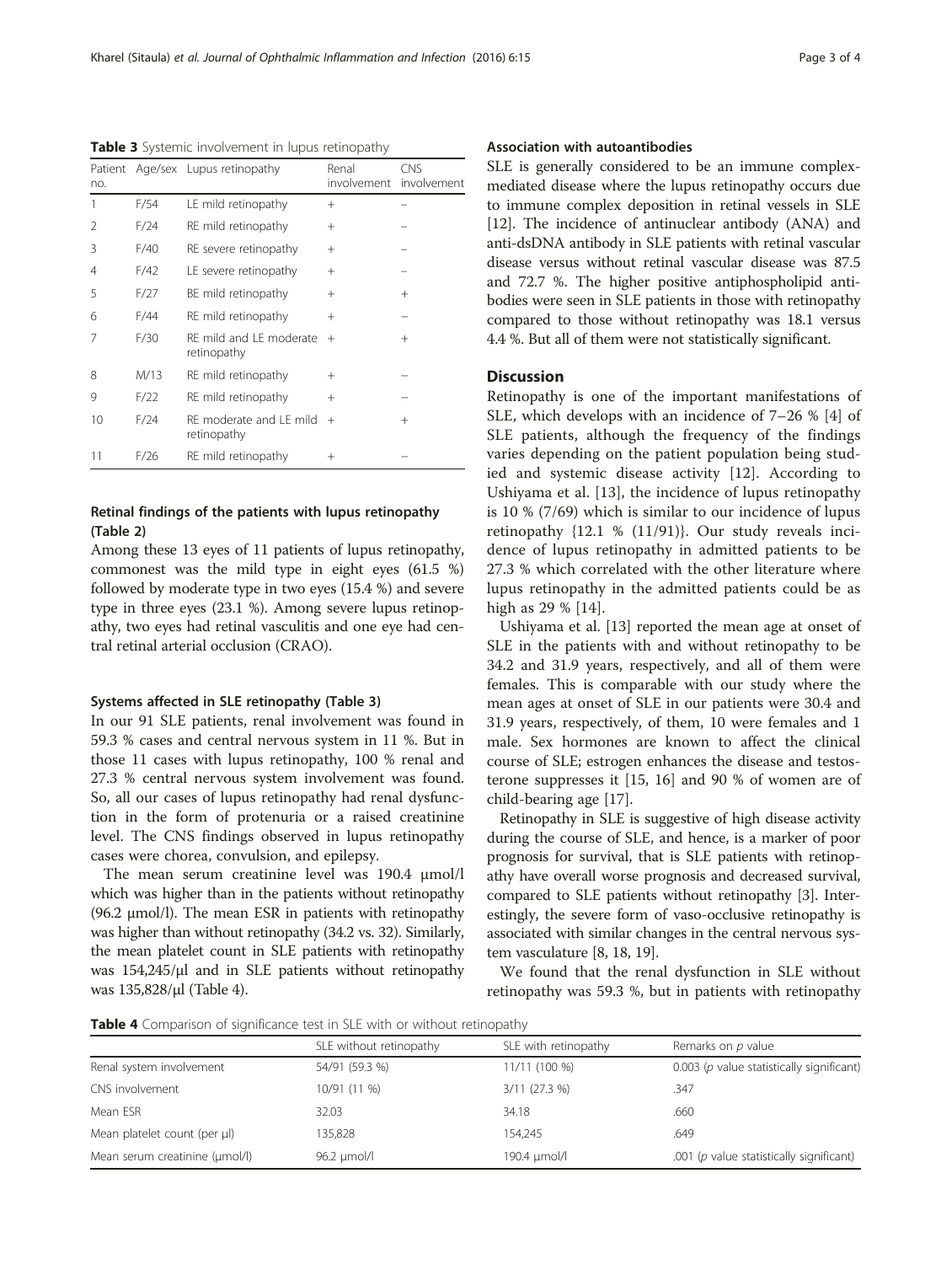**Table 3** Systemic involvement in lupus retinopathy

| Patient no. | Age/sex | Lupus retinopathy | Renal involvement | CNS involvement |
|---|---|---|---|---|
| 1 | F/54 | LE mild retinopathy | + | – |
| 2 | F/24 | RE mild retinopathy | + | – |
| 3 | F/40 | RE severe retinopathy | + | – |
| 4 | F/42 | LE severe retinopathy | + | – |
| 5 | F/27 | BE mild retinopathy | + | + |
| 6 | F/44 | RE mild retinopathy | + | – |
| 7 | F/30 | RE mild and LE moderate retinopathy | + | + |
| 8 | M/13 | RE mild retinopathy | + | – |
| 9 | F/22 | RE mild retinopathy | + | – |
| 10 | F/24 | RE moderate and LE mild retinopathy | + | + |
| 11 | F/26 | RE mild retinopathy | + | – |

### Retinal findings of the patients with lupus retinopathy (Table 2)

Among these 13 eyes of 11 patients of lupus retinopathy, commonest was the mild type in eight eyes (61.5 %) followed by moderate type in two eyes (15.4 %) and severe type in three eyes (23.1 %). Among severe lupus retinopathy, two eyes had retinal vasculitis and one eye had central retinal arterial occlusion (CRAO).

### Systems affected in SLE retinopathy (Table 3)

In our 91 SLE patients, renal involvement was found in 59.3 % cases and central nervous system in 11 %. But in those 11 cases with lupus retinopathy, 100 % renal and 27.3 % central nervous system involvement was found. So, all our cases of lupus retinopathy had renal dysfunction in the form of protenuria or a raised creatinine level. The CNS findings observed in lupus retinopathy cases were chorea, convulsion, and epilepsy.

The mean serum creatinine level was 190.4 μmol/l which was higher than in the patients without retinopathy (96.2 μmol/l). The mean ESR in patients with retinopathy was higher than without retinopathy (34.2 vs. 32). Similarly, the mean platelet count in SLE patients with retinopathy was 154,245/μl and in SLE patients without retinopathy was 135,828/μl (Table 4).

### Association with autoantibodies

SLE is generally considered to be an immune complex-mediated disease where the lupus retinopathy occurs due to immune complex deposition in retinal vessels in SLE [12]. The incidence of antinuclear antibody (ANA) and anti-dsDNA antibody in SLE patients with retinal vascular disease versus without retinal vascular disease was 87.5 and 72.7 %. The higher positive antiphospholipid antibodies were seen in SLE patients in those with retinopathy compared to those without retinopathy was 18.1 versus 4.4 %. But all of them were not statistically significant.

## Discussion

Retinopathy is one of the important manifestations of SLE, which develops with an incidence of 7–26 % [4] of SLE patients, although the frequency of the findings varies depending on the patient population being studied and systemic disease activity [12]. According to Ushiyama et al. [13], the incidence of lupus retinopathy is 10 % (7/69) which is similar to our incidence of lupus retinopathy {12.1 % (11/91)}. Our study reveals incidence of lupus retinopathy in admitted patients to be 27.3 % which correlated with the other literature where lupus retinopathy in the admitted patients could be as high as 29 % [14].

Ushiyama et al. [13] reported the mean age at onset of SLE in the patients with and without retinopathy to be 34.2 and 31.9 years, respectively, and all of them were females. This is comparable with our study where the mean ages at onset of SLE in our patients were 30.4 and 31.9 years, respectively, of them, 10 were females and 1 male. Sex hormones are known to affect the clinical course of SLE; estrogen enhances the disease and testosterone suppresses it [15, 16] and 90 % of women are of child-bearing age [17].

Retinopathy in SLE is suggestive of high disease activity during the course of SLE, and hence, is a marker of poor prognosis for survival, that is SLE patients with retinopathy have overall worse prognosis and decreased survival, compared to SLE patients without retinopathy [3]. Interestingly, the severe form of vaso-occlusive retinopathy is associated with similar changes in the central nervous system vasculature [8, 18, 19].

We found that the renal dysfunction in SLE without retinopathy was 59.3 %, but in patients with retinopathy

**Table 4** Comparison of significance test in SLE with or without retinopathy

| | SLE without retinopathy | SLE with retinopathy | Remarks on *p* value |
|---|---|---|---|
| Renal system involvement | 54/91 (59.3 %) | 11/11 (100 %) | 0.003 (*p* value statistically significant) |
| CNS involvement | 10/91 (11 %) | 3/11 (27.3 %) | .347 |
| Mean ESR | 32.03 | 34.18 | .660 |
| Mean platelet count (per μl) | 135,828 | 154,245 | .649 |
| Mean serum creatinine (μmol/l) | 96.2 μmol/l | 190.4 μmol/l | .001 (*p* value statistically significant) |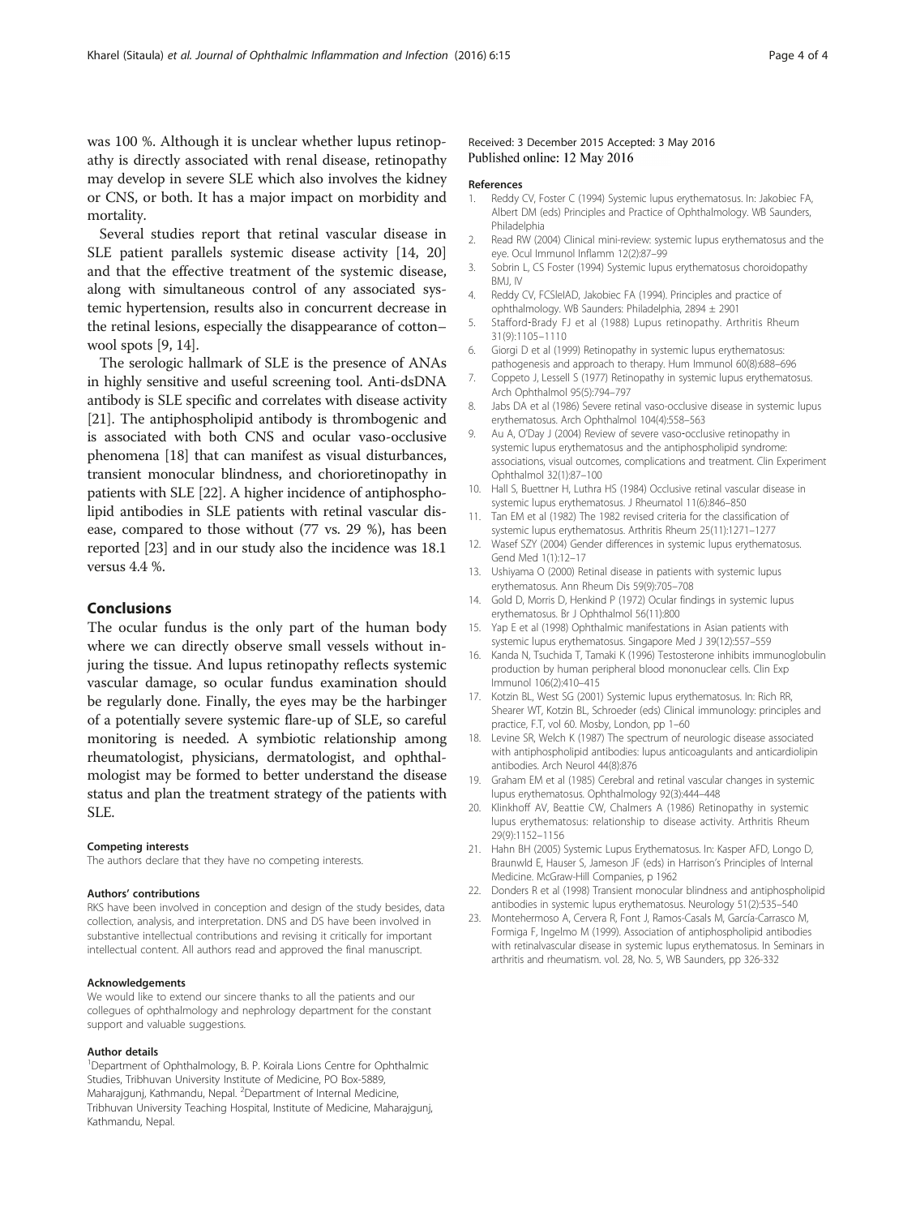was 100 %. Although it is unclear whether lupus retinopathy is directly associated with renal disease, retinopathy may develop in severe SLE which also involves the kidney or CNS, or both. It has a major impact on morbidity and mortality.

Several studies report that retinal vascular disease in SLE patient parallels systemic disease activity [14, 20] and that the effective treatment of the systemic disease, along with simultaneous control of any associated systemic hypertension, results also in concurrent decrease in the retinal lesions, especially the disappearance of cotton–wool spots [9, 14].

The serologic hallmark of SLE is the presence of ANAs in highly sensitive and useful screening tool. Anti-dsDNA antibody is SLE specific and correlates with disease activity [21]. The antiphospholipid antibody is thrombogenic and is associated with both CNS and ocular vaso-occlusive phenomena [18] that can manifest as visual disturbances, transient monocular blindness, and chorioretinopathy in patients with SLE [22]. A higher incidence of antiphospholipid antibodies in SLE patients with retinal vascular disease, compared to those without (77 vs. 29 %), has been reported [23] and in our study also the incidence was 18.1 versus 4.4 %.

## Conclusions

The ocular fundus is the only part of the human body where we can directly observe small vessels without injuring the tissue. And lupus retinopathy reflects systemic vascular damage, so ocular fundus examination should be regularly done. Finally, the eyes may be the harbinger of a potentially severe systemic flare-up of SLE, so careful monitoring is needed. A symbiotic relationship among rheumatologist, physicians, dermatologist, and ophthalmologist may be formed to better understand the disease status and plan the treatment strategy of the patients with SLE.

#### Competing interests

The authors declare that they have no competing interests.

#### Authors' contributions

RKS have been involved in conception and design of the study besides, data collection, analysis, and interpretation. DNS and DS have been involved in substantive intellectual contributions and revising it critically for important intellectual content. All authors read and approved the final manuscript.

#### Acknowledgements

We would like to extend our sincere thanks to all the patients and our collegues of ophthalmology and nephrology department for the constant support and valuable suggestions.

#### Author details

[1]Department of Ophthalmology, B. P. Koirala Lions Centre for Ophthalmic Studies, Tribhuvan University Institute of Medicine, PO Box-5889, Maharajgunj, Kathmandu, Nepal. [2]Department of Internal Medicine, Tribhuvan University Teaching Hospital, Institute of Medicine, Maharajgunj, Kathmandu, Nepal.

Received: 3 December 2015 Accepted: 3 May 2016
Published online: 12 May 2016

#### References

1. Reddy CV, Foster C (1994) Systemic lupus erythematosus. In: Jakobiec FA, Albert DM (eds) Principles and Practice of Ophthalmology. WB Saunders, Philadelphia
2. Read RW (2004) Clinical mini-review: systemic lupus erythematosus and the eye. Ocul Immunol Inflamm 12(2):87–99
3. Sobrin L, CS Foster (1994) Systemic lupus erythematosus choroidopathy BMJ, IV
4. Reddy CV, FCSIeIAD, Jakobiec FA (1994). Principles and practice of ophthalmology. WB Saunders: Philadelphia, 2894 ± 2901
5. Stafford-Brady FJ et al (1988) Lupus retinopathy. Arthritis Rheum 31(9):1105–1110
6. Giorgi D et al (1999) Retinopathy in systemic lupus erythematosus: pathogenesis and approach to therapy. Hum Immunol 60(8):688–696
7. Coppeto J, Lessell S (1977) Retinopathy in systemic lupus erythematosus. Arch Ophthalmol 95(5):794–797
8. Jabs DA et al (1986) Severe retinal vaso-occlusive disease in systemic lupus erythematosus. Arch Ophthalmol 104(4):558–563
9. Au A, O'Day J (2004) Review of severe vaso-occlusive retinopathy in systemic lupus erythematosus and the antiphospholipid syndrome: associations, visual outcomes, complications and treatment. Clin Experiment Ophthalmol 32(1):87–100
10. Hall S, Buettner H, Luthra HS (1984) Occlusive retinal vascular disease in systemic lupus erythematosus. J Rheumatol 11(6):846–850
11. Tan EM et al (1982) The 1982 revised criteria for the classification of systemic lupus erythematosus. Arthritis Rheum 25(11):1271–1277
12. Wasef SZY (2004) Gender differences in systemic lupus erythematosus. Gend Med 1(1):12–17
13. Ushiyama O (2000) Retinal disease in patients with systemic lupus erythematosus. Ann Rheum Dis 59(9):705–708
14. Gold D, Morris D, Henkind P (1972) Ocular findings in systemic lupus erythematosus. Br J Ophthalmol 56(11):800
15. Yap E et al (1998) Ophthalmic manifestations in Asian patients with systemic lupus erythematosus. Singapore Med J 39(12):557–559
16. Kanda N, Tsuchida T, Tamaki K (1996) Testosterone inhibits immunoglobulin production by human peripheral blood mononuclear cells. Clin Exp Immunol 106(2):410–415
17. Kotzin BL, West SG (2001) Systemic lupus erythematosus. In: Rich RR, Shearer WT, Kotzin BL, Schroeder (eds) Clinical immunology: principles and practice, F.T, vol 60. Mosby, London, pp 1–60
18. Levine SR, Welch K (1987) The spectrum of neurologic disease associated with antiphospholipid antibodies: lupus anticoagulants and anticardiolipin antibodies. Arch Neurol 44(8):876
19. Graham EM et al (1985) Cerebral and retinal vascular changes in systemic lupus erythematosus. Ophthalmology 92(3):444–448
20. Klinkhoff AV, Beattie CW, Chalmers A (1986) Retinopathy in systemic lupus erythematosus: relationship to disease activity. Arthritis Rheum 29(9):1152–1156
21. Hahn BH (2005) Systemic Lupus Erythematosus. In: Kasper AFD, Longo D, Braunwld E, Hauser S, Jameson JF (eds) in Harrison's Principles of Internal Medicine. McGraw-Hill Companies, p 1962
22. Donders R et al (1998) Transient monocular blindness and antiphospholipid antibodies in systemic lupus erythematosus. Neurology 51(2):535–540
23. Montehermoso A, Cervera R, Font J, Ramos-Casals M, García-Carrasco M, Formiga F, Ingelmo M (1999). Association of antiphospholipid antibodies with retinalvascular disease in systemic lupus erythematosus. In Seminars in arthritis and rheumatism. vol. 28, No. 5, WB Saunders, pp 326-332